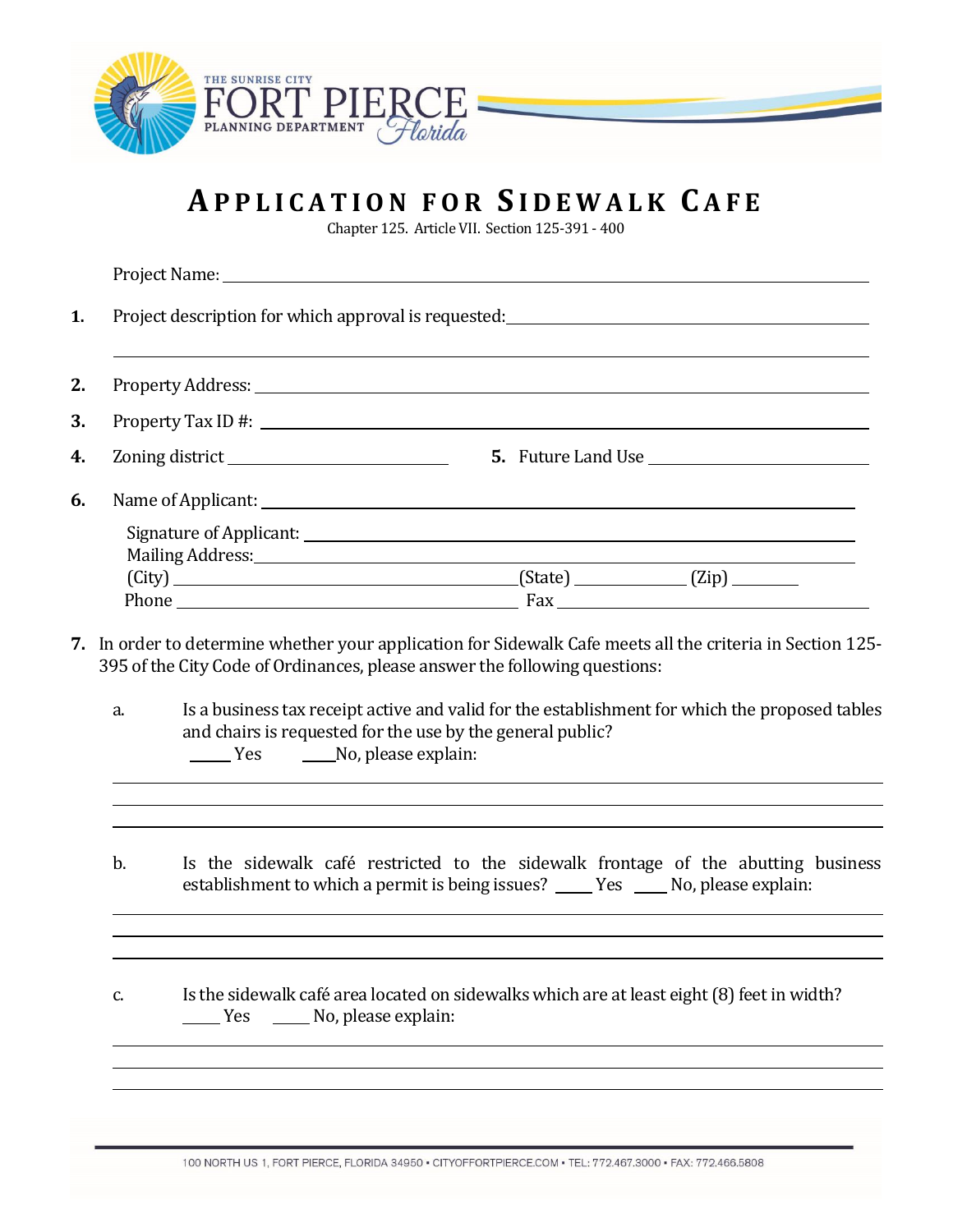THE SUNRISE CITY
FORT PIERCE
PLANNING DEPARTMENT
Florida

# APPLICATION FOR SIDEWALK CAFE

Chapter 125. Article VII. Section 125-391 - 400

Project Name: ______________________________________________

1. Project description for which approval is requested: ______________________________________________

______________________________________________

2. Property Address: ______________________________________________

3. Property Tax ID #: ______________________________________________

4. Zoning district ____________________ 5. Future Land Use ____________________

6. Name of Applicant: ______________________________________________

   Signature of Applicant: ______________________________________________
   Mailing Address: ______________________________________________
   (City) ______________________ (State) ____________ (Zip) ________
   Phone ______________________ Fax ______________________

7. In order to determine whether your application for Sidewalk Cafe meets all the criteria in Section 125-395 of the City Code of Ordinances, please answer the following questions:

   a. Is a business tax receipt active and valid for the establishment for which the proposed tables and chairs is requested for the use by the general public?
      _____ Yes _____ No, please explain:

______________________________________________
______________________________________________
______________________________________________

   b. Is the sidewalk café restricted to the sidewalk frontage of the abutting business establishment to which a permit is being issues? _____ Yes _____ No, please explain:

______________________________________________
______________________________________________
______________________________________________

   c. Is the sidewalk café area located on sidewalks which are at least eight (8) feet in width?
      _____ Yes _____ No, please explain:

______________________________________________
______________________________________________
______________________________________________

100 NORTH US 1, FORT PIERCE, FLORIDA 34950 • CITYOFFORTPIERCE.COM • TEL: 772.467.3000 • FAX: 772.466.5808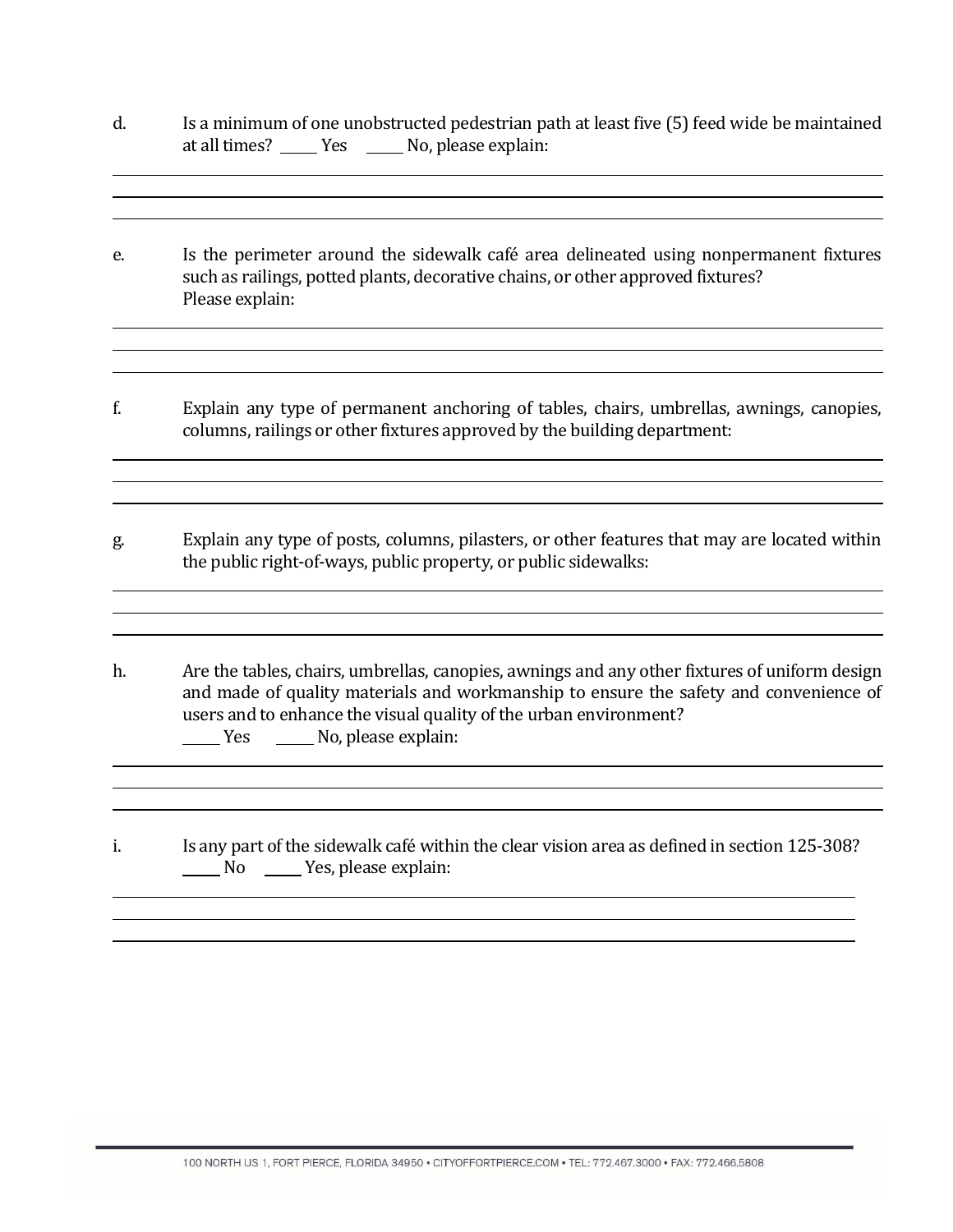d. Is a minimum of one unobstructed pedestrian path at least five (5) feed wide be maintained at all times? _____ Yes _____ No, please explain:

___________________________________________________________________________
___________________________________________________________________________
___________________________________________________________________________

e. Is the perimeter around the sidewalk café area delineated using nonpermanent fixtures such as railings, potted plants, decorative chains, or other approved fixtures?
Please explain:

___________________________________________________________________________
___________________________________________________________________________
___________________________________________________________________________

f. Explain any type of permanent anchoring of tables, chairs, umbrellas, awnings, canopies, columns, railings or other fixtures approved by the building department:

___________________________________________________________________________
___________________________________________________________________________
___________________________________________________________________________

g. Explain any type of posts, columns, pilasters, or other features that may are located within the public right-of-ways, public property, or public sidewalks:

___________________________________________________________________________
___________________________________________________________________________
___________________________________________________________________________

h. Are the tables, chairs, umbrellas, canopies, awnings and any other fixtures of uniform design and made of quality materials and workmanship to ensure the safety and convenience of users and to enhance the visual quality of the urban environment?
_____ Yes _____ No, please explain:

___________________________________________________________________________
___________________________________________________________________________
___________________________________________________________________________

i. Is any part of the sidewalk café within the clear vision area as defined in section 125-308?
_____ No _____ Yes, please explain:

___________________________________________________________________________
___________________________________________________________________________
___________________________________________________________________________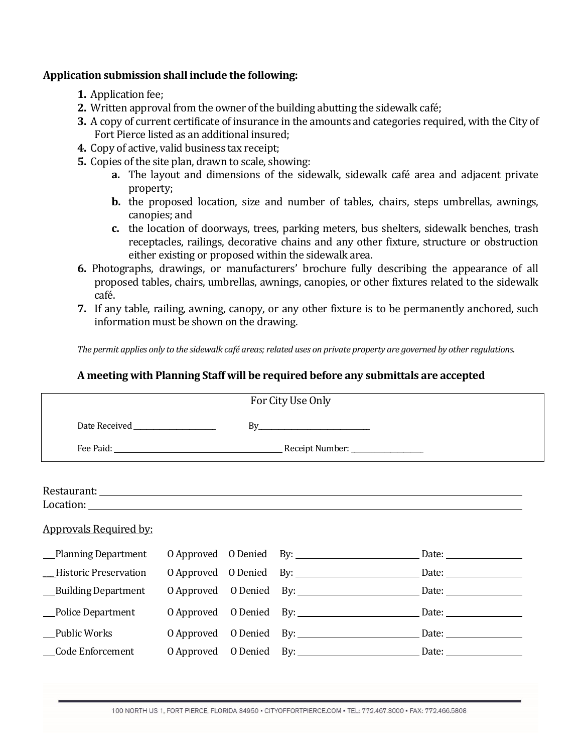**Application submission shall include the following:**

1. Application fee;
2. Written approval from the owner of the building abutting the sidewalk café;
3. A copy of current certificate of insurance in the amounts and categories required, with the City of Fort Pierce listed as an additional insured;
4. Copy of active, valid business tax receipt;
5. Copies of the site plan, drawn to scale, showing:
   - **a.** The layout and dimensions of the sidewalk, sidewalk café area and adjacent private property;
   - **b.** the proposed location, size and number of tables, chairs, steps umbrellas, awnings, canopies; and
   - **c.** the location of doorways, trees, parking meters, bus shelters, sidewalk benches, trash receptacles, railings, decorative chains and any other fixture, structure or obstruction either existing or proposed within the sidewalk area.
6. Photographs, drawings, or manufacturers' brochure fully describing the appearance of all proposed tables, chairs, umbrellas, awnings, canopies, or other fixtures related to the sidewalk café.
7. If any table, railing, awning, canopy, or any other fixture is to be permanently anchored, such information must be shown on the drawing.

*The permit applies only to the sidewalk café areas; related uses on private property are governed by other regulations.*

**A meeting with Planning Staff will be required before any submittals are accepted**

For City Use Only

Date Received ____________________ By____________________________

Fee Paid: ________________________________________ Receipt Number: __________________

Restaurant: ____________________________________________________________

Location: ______________________________________________________________

Approvals Required by:

| | | | | |
|---|---|---|---|---|
| ___Planning Department | O Approved | O Denied | By: ____________________ | Date: ____________ |
| ___Historic Preservation | O Approved | O Denied | By: ____________________ | Date: ____________ |
| ___Building Department | O Approved | O Denied | By: ____________________ | Date: ____________ |
| ___Police Department | O Approved | O Denied | By: ____________________ | Date: ____________ |
| ___Public Works | O Approved | O Denied | By: ____________________ | Date: ____________ |
| ___Code Enforcement | O Approved | O Denied | By: ____________________ | Date: ____________ |